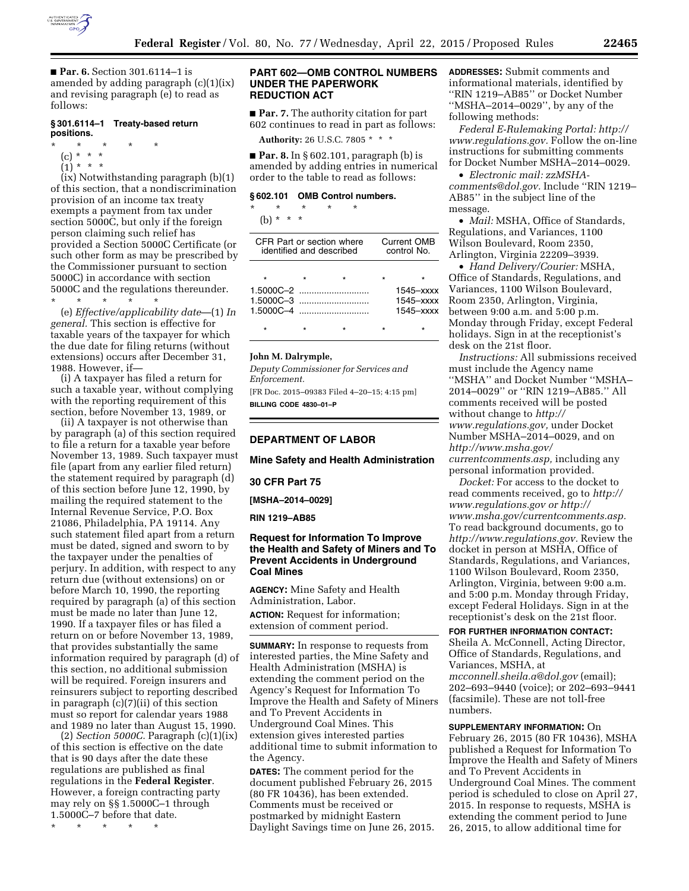■ **Par. 6.** Section 301.6114–1 is amended by adding paragraph (c)(1)(ix) and revising paragraph (e) to read as follows:

### § 301.6114–1 Treaty-based return positions.

\* \* \* \* \*

(c) \* \* \*

(1) \* \* \*

(ix) Notwithstanding paragraph (b)(1) of this section, that a nondiscrimination provision of an income tax treaty exempts a payment from tax under section 5000C, but only if the foreign person claiming such relief has provided a Section 5000C Certificate (or such other form as may be prescribed by the Commissioner pursuant to section 5000C) in accordance with section 5000C and the regulations thereunder.

\* \* \* \* \*

(e) *Effective/applicability date*—(1) *In general.* This section is effective for taxable years of the taxpayer for which the due date for filing returns (without extensions) occurs after December 31, 1988. However, if—

(i) A taxpayer has filed a return for such a taxable year, without complying with the reporting requirement of this section, before November 13, 1989, or

(ii) A taxpayer is not otherwise than by paragraph (a) of this section required to file a return for a taxable year before November 13, 1989. Such taxpayer must file (apart from any earlier filed return) the statement required by paragraph (d) of this section before June 12, 1990, by mailing the required statement to the Internal Revenue Service, P.O. Box 21086, Philadelphia, PA 19114. Any such statement filed apart from a return must be dated, signed and sworn to by the taxpayer under the penalties of perjury. In addition, with respect to any return due (without extensions) on or before March 10, 1990, the reporting required by paragraph (a) of this section must be made no later than June 12, 1990. If a taxpayer files or has filed a return on or before November 13, 1989, that provides substantially the same information required by paragraph (d) of this section, no additional submission will be required. Foreign insurers and reinsurers subject to reporting described in paragraph (c)(7)(ii) of this section must so report for calendar years 1988 and 1989 no later than August 15, 1990.

(2) *Section 5000C.* Paragraph (c)(1)(ix) of this section is effective on the date that is 90 days after the date these regulations are published as final regulations in the **Federal Register**. However, a foreign contracting party may rely on §§ 1.5000C–1 through 1.5000C–7 before that date.

\* \* \* \* \*

## PART 602—OMB CONTROL NUMBERS UNDER THE PAPERWORK REDUCTION ACT

■ **Par. 7.** The authority citation for part 602 continues to read in part as follows:

**Authority:** 26 U.S.C. 7805 \* \* \*

■ **Par. 8.** In § 602.101, paragraph (b) is amended by adding entries in numerical order to the table to read as follows:

### § 602.101 OMB Control numbers.

\* \* \* \* \*

(b) \* \* \*

| CFR Part or section where identified and described | Current OMB control No. |
|---|---|
| \* \* \* | \* \* |
| 1.5000C–2 | 1545–xxxx |
| 1.5000C–3 | 1545–xxxx |
| 1.5000C–4 | 1545–xxxx |
| \* \* \* | \* \* |

**John M. Dalrymple,**

*Deputy Commissioner for Services and Enforcement.*

[FR Doc. 2015–09383 Filed 4–20–15; 4:15 pm]

**BILLING CODE 4830–01–P**

## DEPARTMENT OF LABOR

## Mine Safety and Health Administration

## 30 CFR Part 75

**[MSHA–2014–0029]**

**RIN 1219–AB85**

## Request for Information To Improve the Health and Safety of Miners and To Prevent Accidents in Underground Coal Mines

**AGENCY:** Mine Safety and Health Administration, Labor.

**ACTION:** Request for information; extension of comment period.

**SUMMARY:** In response to requests from interested parties, the Mine Safety and Health Administration (MSHA) is extending the comment period on the Agency's Request for Information To Improve the Health and Safety of Miners and To Prevent Accidents in Underground Coal Mines. This extension gives interested parties additional time to submit information to the Agency.

**DATES:** The comment period for the document published February 26, 2015 (80 FR 10436), has been extended. Comments must be received or postmarked by midnight Eastern Daylight Savings time on June 26, 2015.

**ADDRESSES:** Submit comments and informational materials, identified by ''RIN 1219–AB85'' or Docket Number ''MSHA–2014–0029'', by any of the following methods:

*Federal E-Rulemaking Portal: http://www.regulations.gov.* Follow the on-line instructions for submitting comments for Docket Number MSHA–2014–0029.

- *Electronic mail: zzMSHA-comments@dol.gov.* Include ''RIN 1219–AB85'' in the subject line of the message.
- *Mail:* MSHA, Office of Standards, Regulations, and Variances, 1100 Wilson Boulevard, Room 2350, Arlington, Virginia 22209–3939.
- *Hand Delivery/Courier:* MSHA, Office of Standards, Regulations, and Variances, 1100 Wilson Boulevard, Room 2350, Arlington, Virginia, between 9:00 a.m. and 5:00 p.m. Monday through Friday, except Federal holidays. Sign in at the receptionist's desk on the 21st floor.

*Instructions:* All submissions received must include the Agency name ''MSHA'' and Docket Number ''MSHA–2014–0029'' or ''RIN 1219–AB85.'' All comments received will be posted without change to *http://www.regulations.gov,* under Docket Number MSHA–2014–0029, and on *http://www.msha.gov/currentcomments.asp,* including any personal information provided.

*Docket:* For access to the docket to read comments received, go to *http://www.regulations.gov or http://www.msha.gov/currentcomments.asp.* To read background documents, go to *http://www.regulations.gov.* Review the docket in person at MSHA, Office of Standards, Regulations, and Variances, 1100 Wilson Boulevard, Room 2350, Arlington, Virginia, between 9:00 a.m. and 5:00 p.m. Monday through Friday, except Federal Holidays. Sign in at the receptionist's desk on the 21st floor.

**FOR FURTHER INFORMATION CONTACT:** Sheila A. McConnell, Acting Director, Office of Standards, Regulations, and Variances, MSHA, at *mcconnell.sheila.a@dol.gov* (email); 202–693–9440 (voice); or 202–693–9441 (facsimile). These are not toll-free numbers.

**SUPPLEMENTARY INFORMATION:** On February 26, 2015 (80 FR 10436), MSHA published a Request for Information To Improve the Health and Safety of Miners and To Prevent Accidents in Underground Coal Mines. The comment period is scheduled to close on April 27, 2015. In response to requests, MSHA is extending the comment period to June 26, 2015, to allow additional time for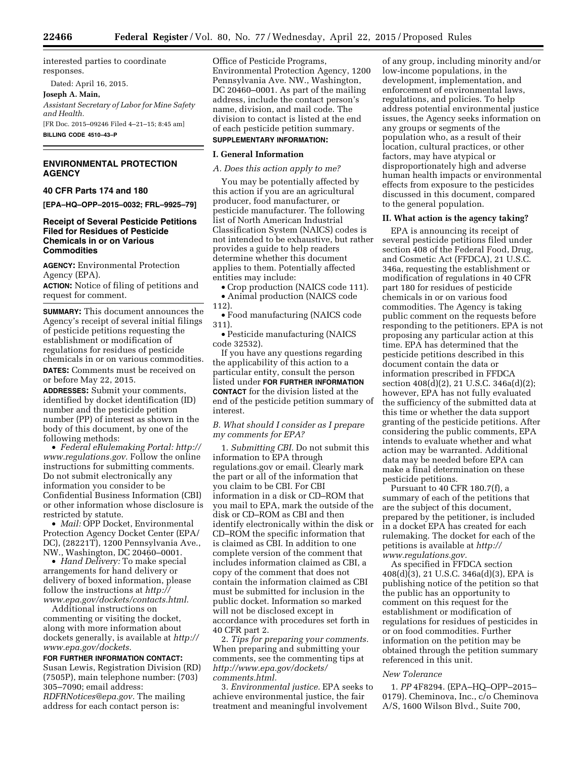interested parties to coordinate responses.

Dated: April 16, 2015.

**Joseph A. Main,**

*Assistant Secretary of Labor for Mine Safety and Health.*

[FR Doc. 2015–09246 Filed 4–21–15; 8:45 am]

**BILLING CODE 4510–43–P**

## ENVIRONMENTAL PROTECTION AGENCY

### 40 CFR Parts 174 and 180

**[EPA–HQ–OPP–2015–0032; FRL–9925–79]**

### Receipt of Several Pesticide Petitions Filed for Residues of Pesticide Chemicals in or on Various Commodities

**AGENCY:** Environmental Protection Agency (EPA).

**ACTION:** Notice of filing of petitions and request for comment.

**SUMMARY:** This document announces the Agency's receipt of several initial filings of pesticide petitions requesting the establishment or modification of regulations for residues of pesticide chemicals in or on various commodities.

**DATES:** Comments must be received on or before May 22, 2015.

**ADDRESSES:** Submit your comments, identified by docket identification (ID) number and the pesticide petition number (PP) of interest as shown in the body of this document, by one of the following methods:

- *Federal eRulemaking Portal: http://www.regulations.gov.* Follow the online instructions for submitting comments. Do not submit electronically any information you consider to be Confidential Business Information (CBI) or other information whose disclosure is restricted by statute.
- *Mail:* OPP Docket, Environmental Protection Agency Docket Center (EPA/DC), (28221T), 1200 Pennsylvania Ave., NW., Washington, DC 20460–0001.
- *Hand Delivery:* To make special arrangements for hand delivery or delivery of boxed information, please follow the instructions at *http://www.epa.gov/dockets/contacts.html.*

Additional instructions on commenting or visiting the docket, along with more information about dockets generally, is available at *http://www.epa.gov/dockets.*

**FOR FURTHER INFORMATION CONTACT:** Susan Lewis, Registration Division (RD) (7505P), main telephone number: (703) 305–7090; email address: *RDFRNotices@epa.gov.* The mailing address for each contact person is: Office of Pesticide Programs, Environmental Protection Agency, 1200 Pennsylvania Ave. NW., Washington, DC 20460–0001. As part of the mailing address, include the contact person's name, division, and mail code. The division to contact is listed at the end of each pesticide petition summary.

**SUPPLEMENTARY INFORMATION:**

## I. General Information

### *A. Does this action apply to me?*

You may be potentially affected by this action if you are an agricultural producer, food manufacturer, or pesticide manufacturer. The following list of North American Industrial Classification System (NAICS) codes is not intended to be exhaustive, but rather provides a guide to help readers determine whether this document applies to them. Potentially affected entities may include:

- Crop production (NAICS code 111).
- Animal production (NAICS code 112).
- Food manufacturing (NAICS code 311).
- Pesticide manufacturing (NAICS code 32532).

If you have any questions regarding the applicability of this action to a particular entity, consult the person listed under **FOR FURTHER INFORMATION CONTACT** for the division listed at the end of the pesticide petition summary of interest.

### *B. What should I consider as I prepare my comments for EPA?*

1. *Submitting CBI.* Do not submit this information to EPA through regulations.gov or email. Clearly mark the part or all of the information that you claim to be CBI. For CBI information in a disk or CD–ROM that you mail to EPA, mark the outside of the disk or CD–ROM as CBI and then identify electronically within the disk or CD–ROM the specific information that is claimed as CBI. In addition to one complete version of the comment that includes information claimed as CBI, a copy of the comment that does not contain the information claimed as CBI must be submitted for inclusion in the public docket. Information so marked will not be disclosed except in accordance with procedures set forth in 40 CFR part 2.

2. *Tips for preparing your comments.* When preparing and submitting your comments, see the commenting tips at *http://www.epa.gov/dockets/comments.html.*

3. *Environmental justice.* EPA seeks to achieve environmental justice, the fair treatment and meaningful involvement of any group, including minority and/or low-income populations, in the development, implementation, and enforcement of environmental laws, regulations, and policies. To help address potential environmental justice issues, the Agency seeks information on any groups or segments of the population who, as a result of their location, cultural practices, or other factors, may have atypical or disproportionately high and adverse human health impacts or environmental effects from exposure to the pesticides discussed in this document, compared to the general population.

## II. What action is the agency taking?

EPA is announcing its receipt of several pesticide petitions filed under section 408 of the Federal Food, Drug, and Cosmetic Act (FFDCA), 21 U.S.C. 346a, requesting the establishment or modification of regulations in 40 CFR part 180 for residues of pesticide chemicals in or on various food commodities. The Agency is taking public comment on the requests before responding to the petitioners. EPA is not proposing any particular action at this time. EPA has determined that the pesticide petitions described in this document contain the data or information prescribed in FFDCA section 408(d)(2), 21 U.S.C. 346a(d)(2); however, EPA has not fully evaluated the sufficiency of the submitted data at this time or whether the data support granting of the pesticide petitions. After considering the public comments, EPA intends to evaluate whether and what action may be warranted. Additional data may be needed before EPA can make a final determination on these pesticide petitions.

Pursuant to 40 CFR 180.7(f), a summary of each of the petitions that are the subject of this document, prepared by the petitioner, is included in a docket EPA has created for each rulemaking. The docket for each of the petitions is available at *http://www.regulations.gov.*

As specified in FFDCA section 408(d)(3), 21 U.S.C. 346a(d)(3), EPA is publishing notice of the petition so that the public has an opportunity to comment on this request for the establishment or modification of regulations for residues of pesticides in or on food commodities. Further information on the petition may be obtained through the petition summary referenced in this unit.

### *New Tolerance*

1. *PP* 4F8294. (EPA–HQ–OPP–2015–0179). Cheminova, Inc., c/o Cheminova A/S, 1600 Wilson Blvd., Suite 700,